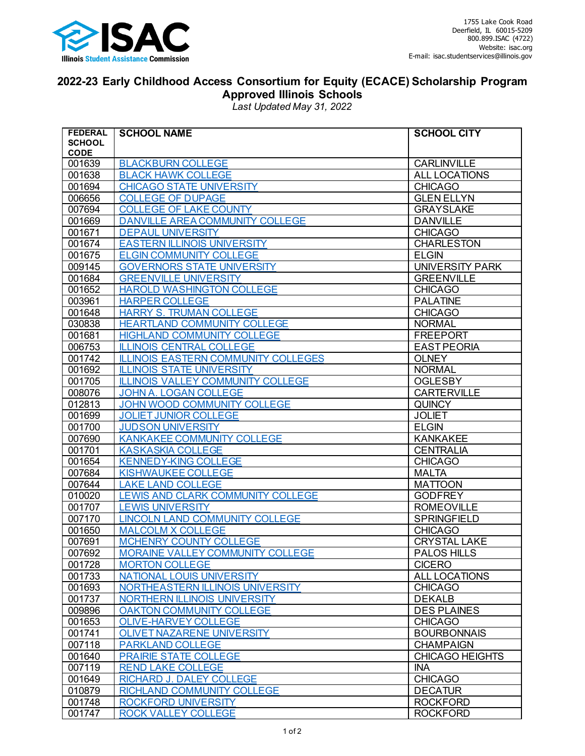1755 Lake Cook Road
Deerfield, IL 60015-5209
800.899.ISAC (4722)
Website: isac.org
E-mail: isac.studentservices@illinois.gov

# 2022-23 Early Childhood Access Consortium for Equity (ECACE) Scholarship Program Approved Illinois Schools

*Last Updated May 31, 2022*

| FEDERAL SCHOOL CODE | SCHOOL NAME | SCHOOL CITY |
|---|---|---|
| 001639 | BLACKBURN COLLEGE | CARLINVILLE |
| 001638 | BLACK HAWK COLLEGE | ALL LOCATIONS |
| 001694 | CHICAGO STATE UNIVERSITY | CHICAGO |
| 006656 | COLLEGE OF DUPAGE | GLEN ELLYN |
| 007694 | COLLEGE OF LAKE COUNTY | GRAYSLAKE |
| 001669 | DANVILLE AREA COMMUNITY COLLEGE | DANVILLE |
| 001671 | DEPAUL UNIVERSITY | CHICAGO |
| 001674 | EASTERN ILLINOIS UNIVERSITY | CHARLESTON |
| 001675 | ELGIN COMMUNITY COLLEGE | ELGIN |
| 009145 | GOVERNORS STATE UNIVERSITY | UNIVERSITY PARK |
| 001684 | GREENVILLE UNIVERSITY | GREENVILLE |
| 001652 | HAROLD WASHINGTON COLLEGE | CHICAGO |
| 003961 | HARPER COLLEGE | PALATINE |
| 001648 | HARRY S. TRUMAN COLLEGE | CHICAGO |
| 030838 | HEARTLAND COMMUNITY COLLEGE | NORMAL |
| 001681 | HIGHLAND COMMUNITY COLLEGE | FREEPORT |
| 006753 | ILLINOIS CENTRAL COLLEGE | EAST PEORIA |
| 001742 | ILLINOIS EASTERN COMMUNITY COLLEGES | OLNEY |
| 001692 | ILLINOIS STATE UNIVERSITY | NORMAL |
| 001705 | ILLINOIS VALLEY COMMUNITY COLLEGE | OGLESBY |
| 008076 | JOHN A. LOGAN COLLEGE | CARTERVILLE |
| 012813 | JOHN WOOD COMMUNITY COLLEGE | QUINCY |
| 001699 | JOLIET JUNIOR COLLEGE | JOLIET |
| 001700 | JUDSON UNIVERSITY | ELGIN |
| 007690 | KANKAKEE COMMUNITY COLLEGE | KANKAKEE |
| 001701 | KASKASKIA COLLEGE | CENTRALIA |
| 001654 | KENNEDY-KING COLLEGE | CHICAGO |
| 007684 | KISHWAUKEE COLLEGE | MALTA |
| 007644 | LAKE LAND COLLEGE | MATTOON |
| 010020 | LEWIS AND CLARK COMMUNITY COLLEGE | GODFREY |
| 001707 | LEWIS UNIVERSITY | ROMEOVILLE |
| 007170 | LINCOLN LAND COMMUNITY COLLEGE | SPRINGFIELD |
| 001650 | MALCOLM X COLLEGE | CHICAGO |
| 007691 | MCHENRY COUNTY COLLEGE | CRYSTAL LAKE |
| 007692 | MORAINE VALLEY COMMUNITY COLLEGE | PALOS HILLS |
| 001728 | MORTON COLLEGE | CICERO |
| 001733 | NATIONAL LOUIS UNIVERSITY | ALL LOCATIONS |
| 001693 | NORTHEASTERN ILLINOIS UNIVERSITY | CHICAGO |
| 001737 | NORTHERN ILLINOIS UNIVERSITY | DEKALB |
| 009896 | OAKTON COMMUNITY COLLEGE | DES PLAINES |
| 001653 | OLIVE-HARVEY COLLEGE | CHICAGO |
| 001741 | OLIVET NAZARENE UNIVERSITY | BOURBONNAIS |
| 007118 | PARKLAND COLLEGE | CHAMPAIGN |
| 001640 | PRAIRIE STATE COLLEGE | CHICAGO HEIGHTS |
| 007119 | REND LAKE COLLEGE | INA |
| 001649 | RICHARD J. DALEY COLLEGE | CHICAGO |
| 010879 | RICHLAND COMMUNITY COLLEGE | DECATUR |
| 001748 | ROCKFORD UNIVERSITY | ROCKFORD |
| 001747 | ROCK VALLEY COLLEGE | ROCKFORD |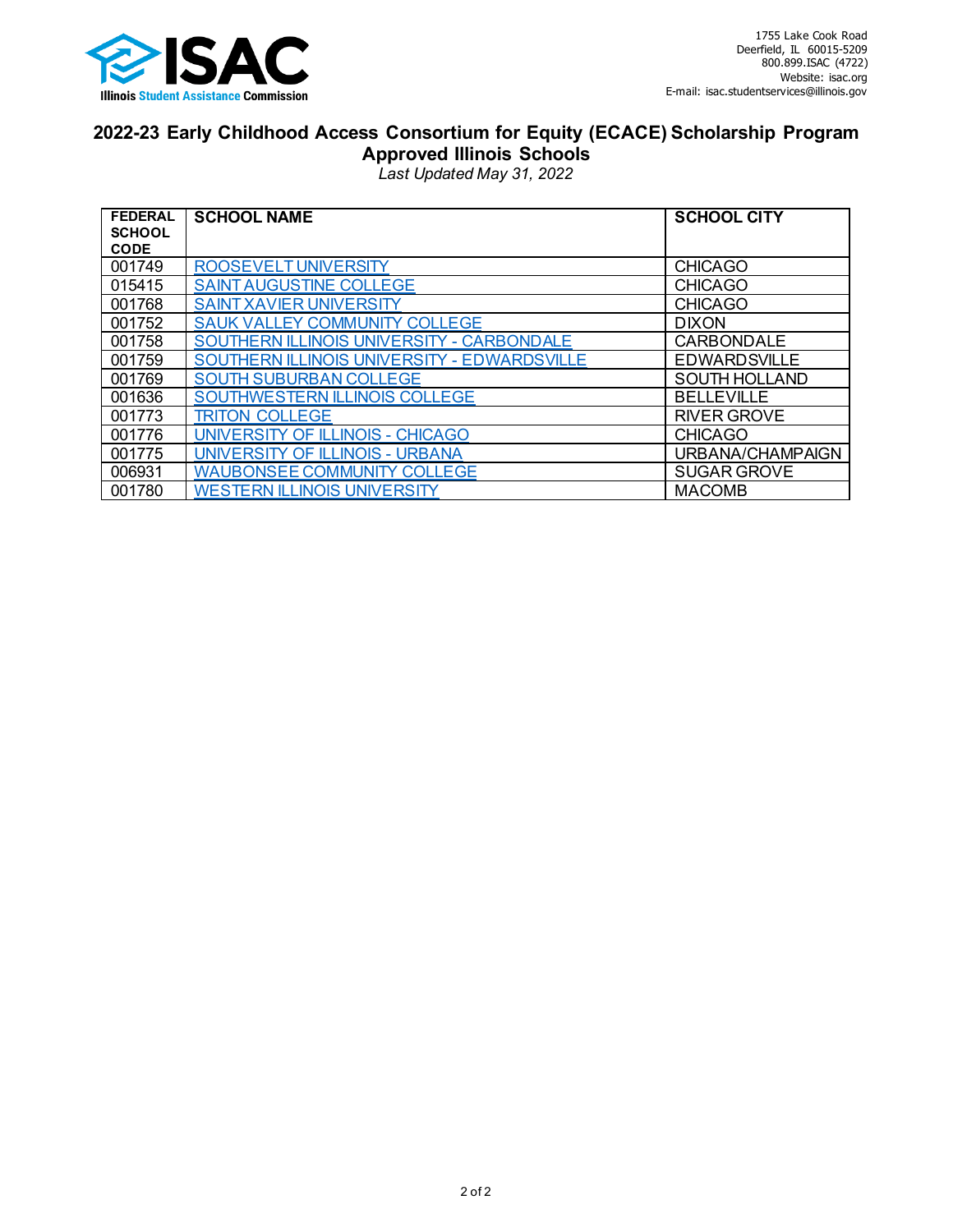1755 Lake Cook Road
Deerfield, IL 60015-5209
800.899.ISAC (4722)
Website: isac.org
E-mail: isac.studentservices@illinois.gov

# 2022-23 Early Childhood Access Consortium for Equity (ECACE) Scholarship Program Approved Illinois Schools

*Last Updated May 31, 2022*

| FEDERAL SCHOOL CODE | SCHOOL NAME | SCHOOL CITY |
|---|---|---|
| 001749 | ROOSEVELT UNIVERSITY | CHICAGO |
| 015415 | SAINT AUGUSTINE COLLEGE | CHICAGO |
| 001768 | SAINT XAVIER UNIVERSITY | CHICAGO |
| 001752 | SAUK VALLEY COMMUNITY COLLEGE | DIXON |
| 001758 | SOUTHERN ILLINOIS UNIVERSITY - CARBONDALE | CARBONDALE |
| 001759 | SOUTHERN ILLINOIS UNIVERSITY - EDWARDSVILLE | EDWARDSVILLE |
| 001769 | SOUTH SUBURBAN COLLEGE | SOUTH HOLLAND |
| 001636 | SOUTHWESTERN ILLINOIS COLLEGE | BELLEVILLE |
| 001773 | TRITON COLLEGE | RIVER GROVE |
| 001776 | UNIVERSITY OF ILLINOIS - CHICAGO | CHICAGO |
| 001775 | UNIVERSITY OF ILLINOIS - URBANA | URBANA/CHAMPAIGN |
| 006931 | WAUBONSEE COMMUNITY COLLEGE | SUGAR GROVE |
| 001780 | WESTERN ILLINOIS UNIVERSITY | MACOMB |